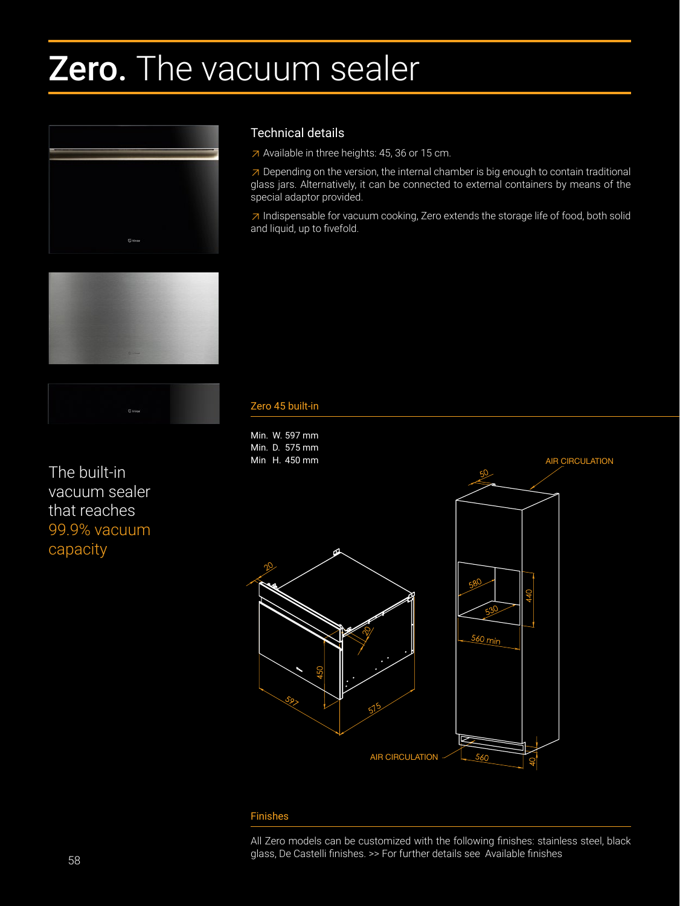# **Zero.** The vacuum sealer

## Technical details

↗ Available in three heights: 45, 36 or 15 cm.

↗ Depending on the version, the internal chamber is big enough to contain traditional glass jars. Alternatively, it can be connected to external containers by means of the special adaptor provided.

↗ Indispensable for vacuum cooking, Zero extends the storage life of food, both solid and liquid, up to fivefold.

The built-in vacuum sealer that reaches 99.9% vacuum capacity

### Zero 45 built-in

Min. W. 597 mm
Min. D. 575 mm
Min H. 450 mm

AIR CIRCULATION

50

20

580

440

530

20

560 min

450

597

575

AIR CIRCULATION

560

40

### Finishes

All Zero models can be customized with the following finishes: stainless steel, black glass, De Castelli finishes. >> For further details see Available finishes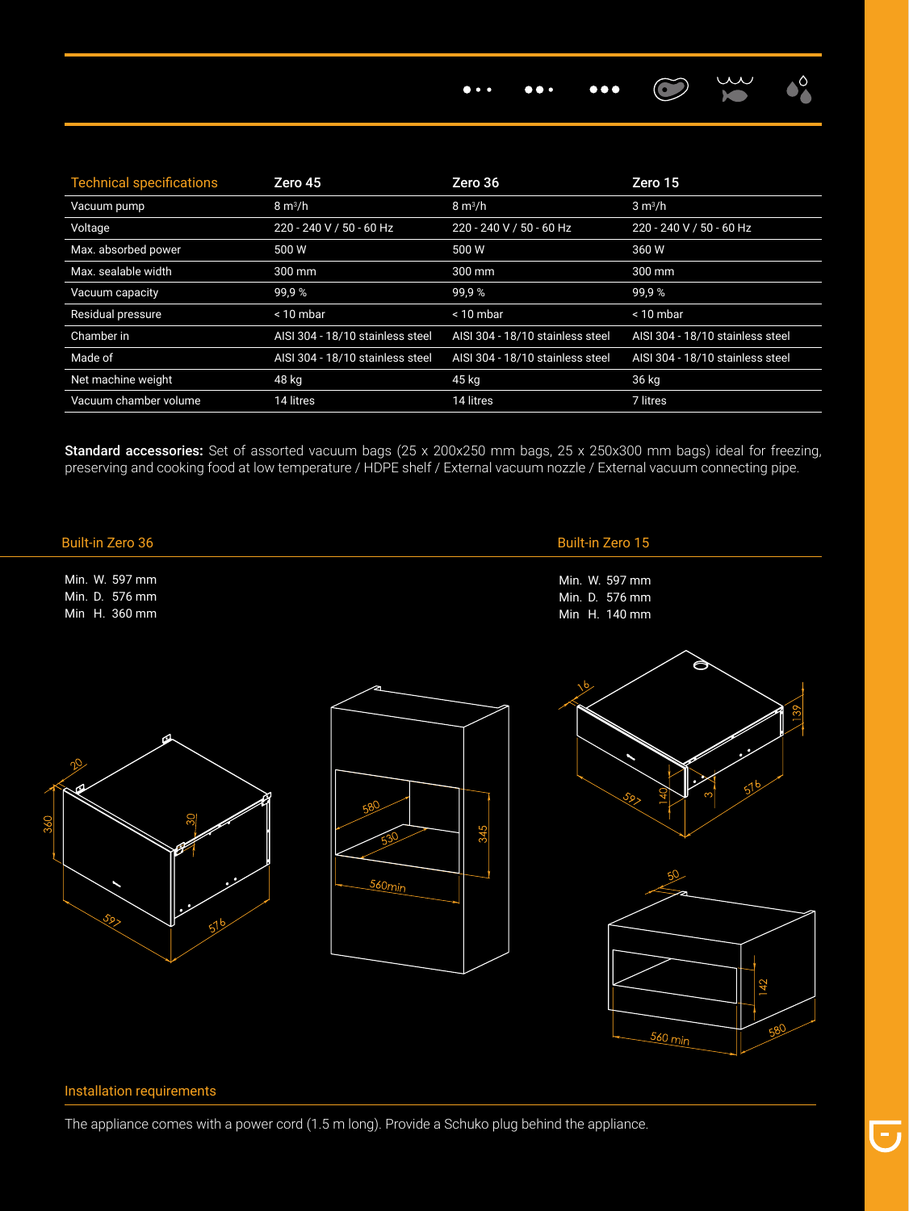| Technical specifications | Zero 45 | Zero 36 | Zero 15 |
|---|---|---|---|
| Vacuum pump | 8 m³/h | 8 m³/h | 3 m³/h |
| Voltage | 220 - 240 V / 50 - 60 Hz | 220 - 240 V / 50 - 60 Hz | 220 - 240 V / 50 - 60 Hz |
| Max. absorbed power | 500 W | 500 W | 360 W |
| Max. sealable width | 300 mm | 300 mm | 300 mm |
| Vacuum capacity | 99,9 % | 99,9 % | 99,9 % |
| Residual pressure | < 10 mbar | < 10 mbar | < 10 mbar |
| Chamber in | AISI 304 - 18/10 stainless steel | AISI 304 - 18/10 stainless steel | AISI 304 - 18/10 stainless steel |
| Made of | AISI 304 - 18/10 stainless steel | AISI 304 - 18/10 stainless steel | AISI 304 - 18/10 stainless steel |
| Net machine weight | 48 kg | 45 kg | 36 kg |
| Vacuum chamber volume | 14 litres | 14 litres | 7 litres |

**Standard accessories:** Set of assorted vacuum bags (25 x 200x250 mm bags, 25 x 250x300 mm bags) ideal for freezing, preserving and cooking food at low temperature / HDPE shelf / External vacuum nozzle / External vacuum connecting pipe.

## Built-in Zero 36

Min. W. 597 mm
Min. D. 576 mm
Min H. 360 mm

360
20
30
597
576
580
530
560min
345

## Built-in Zero 15

Min. W. 597 mm
Min. D. 576 mm
Min H. 140 mm

16
139
597
140
3
576
50
142
560 min
580

## Installation requirements

The appliance comes with a power cord (1.5 m long). Provide a Schuko plug behind the appliance.